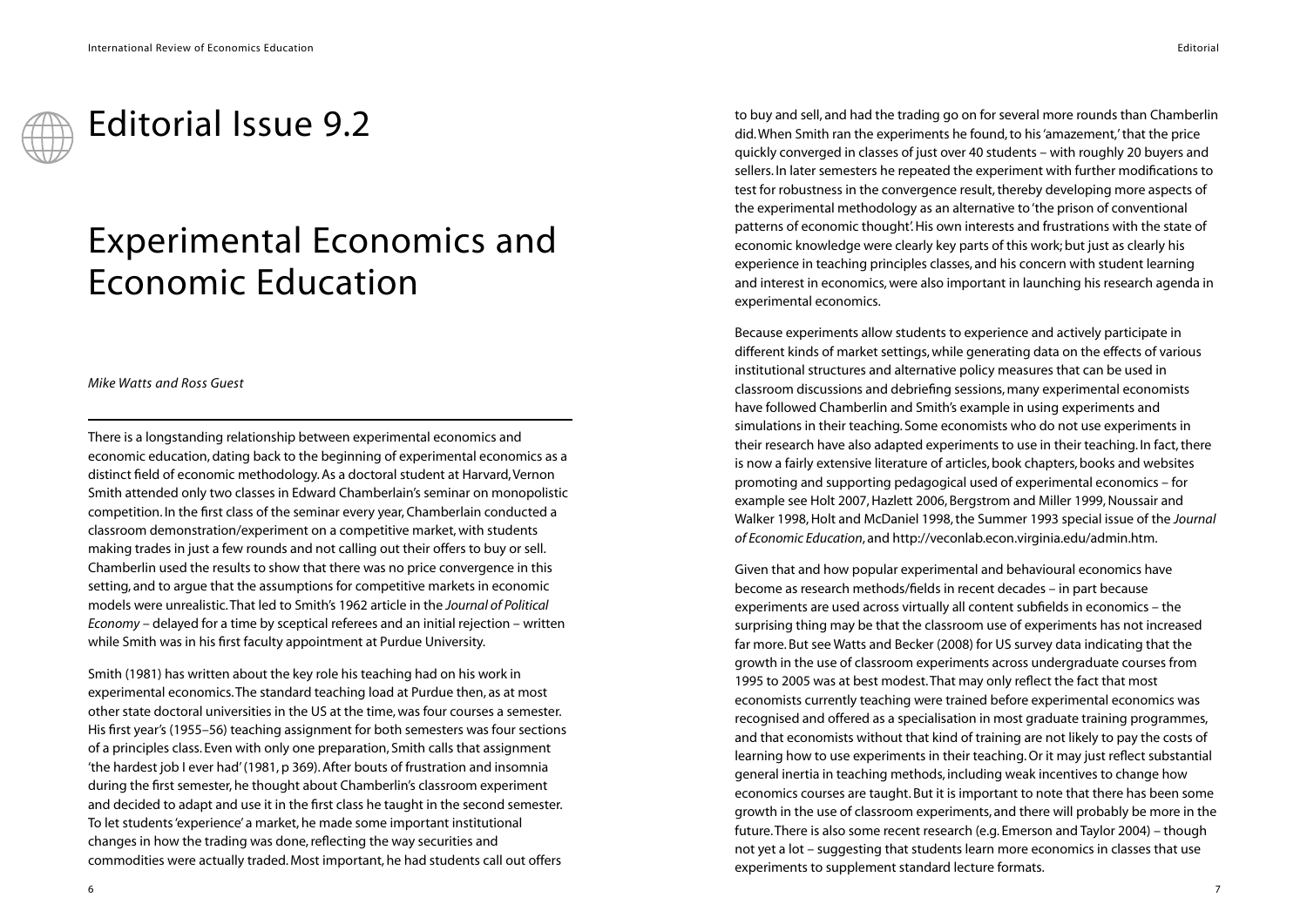# Editorial Issue 9.2

# Experimental Economics and Economic Education

*Mike Watts and Ross Guest*

There is a longstanding relationship between experimental economics and economic education, dating back to the beginning of experimental economics as a distinct field of economic methodology. As a doctoral student at Harvard, Vernon Smith attended only two classes in Edward Chamberlain's seminar on monopolistic competition. In the first class of the seminar every year, Chamberlain conducted a classroom demonstration/experiment on a competitive market, with students making trades in just a few rounds and not calling out their offers to buy or sell. Chamberlin used the results to show that there was no price convergence in this setting, and to argue that the assumptions for competitive markets in economic models were unrealistic. That led to Smith's 1962 article in the *Journal of Political Economy* – delayed for a time by sceptical referees and an initial rejection – written while Smith was in his first faculty appointment at Purdue University.

Smith (1981) has written about the key role his teaching had on his work in experimental economics. The standard teaching load at Purdue then, as at most other state doctoral universities in the US at the time, was four courses a semester. His first year's (1955–56) teaching assignment for both semesters was four sections of a principles class. Even with only one preparation, Smith calls that assignment 'the hardest job I ever had' (1981, p 369). After bouts of frustration and insomnia during the first semester, he thought about Chamberlin's classroom experiment and decided to adapt and use it in the first class he taught in the second semester. To let students 'experience' a market, he made some important institutional changes in how the trading was done, reflecting the way securities and commodities were actually traded. Most important, he had students call out offers to buy and sell, and had the trading go on for several more rounds than Chamberlin did. When Smith ran the experiments he found, to his 'amazement,' that the price quickly converged in classes of just over 40 students – with roughly 20 buyers and sellers. In later semesters he repeated the experiment with further modifications to test for robustness in the convergence result, thereby developing more aspects of the experimental methodology as an alternative to 'the prison of conventional patterns of economic thought'. His own interests and frustrations with the state of economic knowledge were clearly key parts of this work; but just as clearly his experience in teaching principles classes, and his concern with student learning and interest in economics, were also important in launching his research agenda in experimental economics.

Because experiments allow students to experience and actively participate in different kinds of market settings, while generating data on the effects of various institutional structures and alternative policy measures that can be used in classroom discussions and debriefing sessions, many experimental economists have followed Chamberlin and Smith's example in using experiments and simulations in their teaching. Some economists who do not use experiments in their research have also adapted experiments to use in their teaching. In fact, there is now a fairly extensive literature of articles, book chapters, books and websites promoting and supporting pedagogical used of experimental economics – for example see Holt 2007, Hazlett 2006, Bergstrom and Miller 1999, Noussair and Walker 1998, Holt and McDaniel 1998, the Summer 1993 special issue of the *Journal of Economic Education*, and http://veconlab.econ.virginia.edu/admin.htm.

Given that and how popular experimental and behavioural economics have become as research methods/fields in recent decades – in part because experiments are used across virtually all content subfields in economics – the surprising thing may be that the classroom use of experiments has not increased far more. But see Watts and Becker (2008) for US survey data indicating that the growth in the use of classroom experiments across undergraduate courses from 1995 to 2005 was at best modest. That may only reflect the fact that most economists currently teaching were trained before experimental economics was recognised and offered as a specialisation in most graduate training programmes, and that economists without that kind of training are not likely to pay the costs of learning how to use experiments in their teaching. Or it may just reflect substantial general inertia in teaching methods, including weak incentives to change how economics courses are taught. But it is important to note that there has been some growth in the use of classroom experiments, and there will probably be more in the future. There is also some recent research (e.g. Emerson and Taylor 2004) – though not yet a lot – suggesting that students learn more economics in classes that use experiments to supplement standard lecture formats.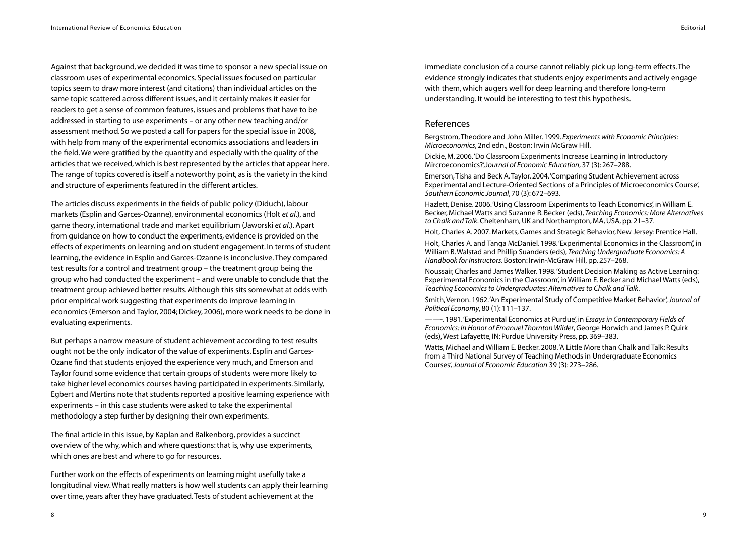Against that background, we decided it was time to sponsor a new special issue on classroom uses of experimental economics. Special issues focused on particular topics seem to draw more interest (and citations) than individual articles on the same topic scattered across different issues, and it certainly makes it easier for readers to get a sense of common features, issues and problems that have to be addressed in starting to use experiments – or any other new teaching and/or assessment method. So we posted a call for papers for the special issue in 2008, with help from many of the experimental economics associations and leaders in the field. We were gratified by the quantity and especially with the quality of the articles that we received, which is best represented by the articles that appear here. The range of topics covered is itself a noteworthy point, as is the variety in the kind and structure of experiments featured in the different articles.

The articles discuss experiments in the fields of public policy (Diduch), labour markets (Esplin and Garces-Ozanne), environmental economics (Holt *et al*.), and game theory, international trade and market equilibrium (Jaworski *et al*.). Apart from guidance on how to conduct the experiments, evidence is provided on the effects of experiments on learning and on student engagement. In terms of student learning, the evidence in Esplin and Garces-Ozanne is inconclusive. They compared test results for a control and treatment group – the treatment group being the group who had conducted the experiment – and were unable to conclude that the treatment group achieved better results. Although this sits somewhat at odds with prior empirical work suggesting that experiments do improve learning in economics (Emerson and Taylor, 2004; Dickey, 2006), more work needs to be done in evaluating experiments.

But perhaps a narrow measure of student achievement according to test results ought not be the only indicator of the value of experiments. Esplin and Garces-Ozane find that students enjoyed the experience very much, and Emerson and Taylor found some evidence that certain groups of students were more likely to take higher level economics courses having participated in experiments. Similarly, Egbert and Mertins note that students reported a positive learning experience with experiments – in this case students were asked to take the experimental methodology a step further by designing their own experiments.

The final article in this issue, by Kaplan and Balkenborg, provides a succinct overview of the why, which and where questions: that is, why use experiments, which ones are best and where to go for resources.

Further work on the effects of experiments on learning might usefully take a longitudinal view. What really matters is how well students can apply their learning over time, years after they have graduated. Tests of student achievement at the immediate conclusion of a course cannot reliably pick up long-term effects. The evidence strongly indicates that students enjoy experiments and actively engage with them, which augers well for deep learning and therefore long-term understanding. It would be interesting to test this hypothesis.

## References

Bergstrom, Theodore and John Miller. 1999. *Experiments with Economic Principles: Microeconomics*, 2nd edn., Boston: Irwin McGraw Hill.

Dickie, M. 2006. 'Do Classroom Experiments Increase Learning in Introductory Mircroeconomics?', *Journal of Economic Education*, 37 (3): 267–288.

Emerson, Tisha and Beck A. Taylor. 2004. 'Comparing Student Achievement across Experimental and Lecture-Oriented Sections of a Principles of Microeconomics Course', *Southern Economic Journal*, 70 (3): 672–693.

Hazlett, Denise. 2006. 'Using Classroom Experiments to Teach Economics', in William E. Becker, Michael Watts and Suzanne R. Becker (eds), *Teaching Economics: More Alternatives to Chalk and Talk*. Cheltenham, UK and Northampton, MA, USA, pp. 21–37.

Holt, Charles A. 2007. Markets, Games and Strategic Behavior, New Jersey: Prentice Hall.

Holt, Charles A. and Tanga McDaniel. 1998. 'Experimental Economics in the Classroom', in William B. Walstad and Phillip Suanders (eds), *Teaching Undergraduate Economics: A Handbook for Instructors*. Boston: Irwin-McGraw Hill, pp. 257–268.

Noussair, Charles and James Walker. 1998. 'Student Decision Making as Active Learning: Experimental Economics in the Classroom', in William E. Becker and Michael Watts (eds), *Teaching Economics to Undergraduates: Alternatives to Chalk and Talk*.

Smith, Vernon. 1962. 'An Experimental Study of Competitive Market Behavior', *Journal of Political Economy*, 80 (1): 111–137.

——-. 1981. 'Experimental Economics at Purdue', in *Essays in Contemporary Fields of Economics: In Honor of Emanuel Thornton Wilder*, George Horwich and James P. Quirk (eds), West Lafayette, IN: Purdue University Press, pp. 369–383.

Watts, Michael and William E. Becker. 2008. 'A Little More than Chalk and Talk: Results from a Third National Survey of Teaching Methods in Undergraduate Economics Courses', *Journal of Economic Education* 39 (3): 273–286.